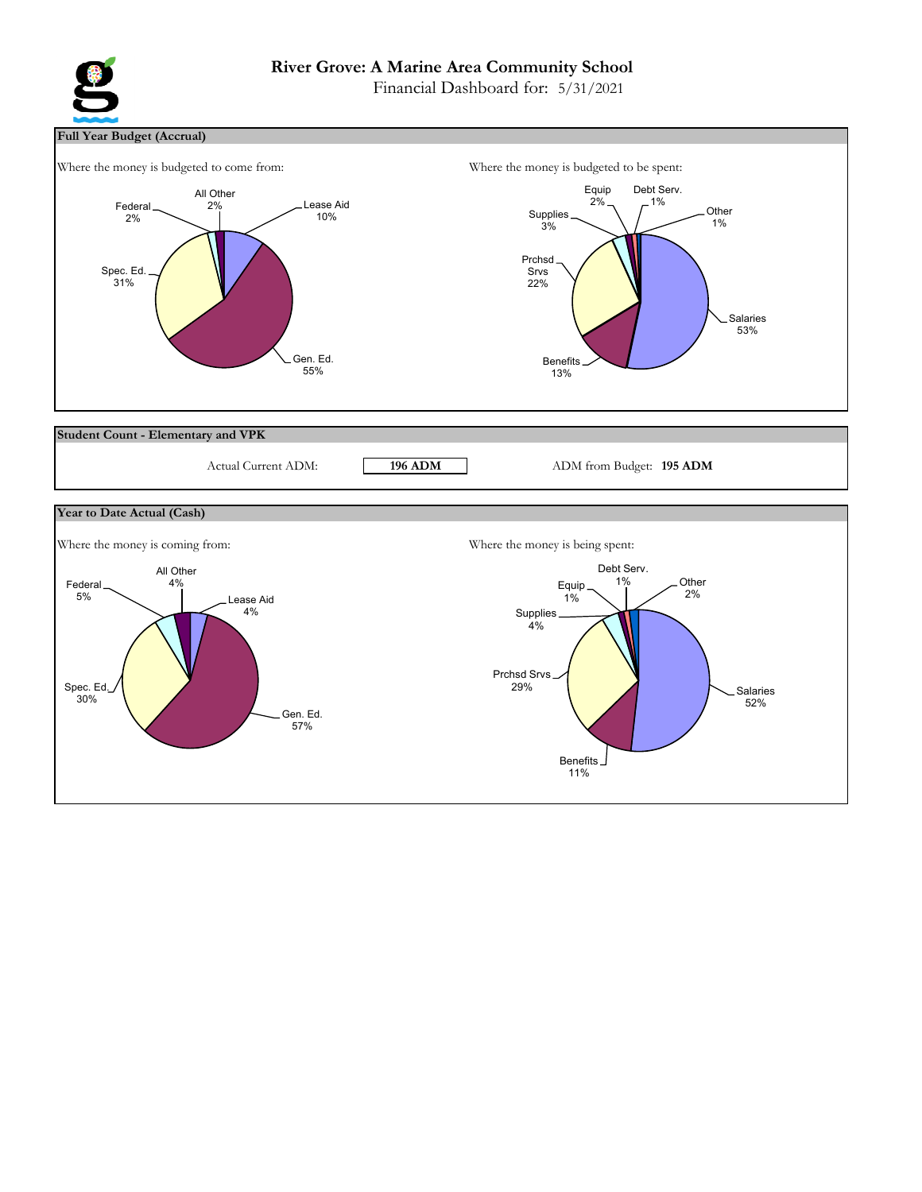# River Grove: A Marine Area Community School

Financial Dashboard for: 5/31/2021

## Full Year Budget (Accrual)

Where the money is budgeted to come from:

- Lease Aid 10%
- Gen. Ed. 55%
- Spec. Ed. 31%
- Federal 2%
- All Other 2%

Where the money is budgeted to be spent:

- Salaries 53%
- Benefits 13%
- Prchsd Srvs 22%
- Supplies 3%
- Equip 2%
- Debt Serv. 1%
- Other 1%

## Student Count - Elementary and VPK

Actual Current ADM: **196 ADM**

ADM from Budget: **195 ADM**

## Year to Date Actual (Cash)

Where the money is coming from:

- Lease Aid 4%
- Gen. Ed. 57%
- Spec. Ed. 30%
- Federal 5%
- All Other 4%

Where the money is being spent:

- Salaries 52%
- Benefits 11%
- Prchsd Srvs 29%
- Supplies 4%
- Equip 1%
- Debt Serv. 1%
- Other 2%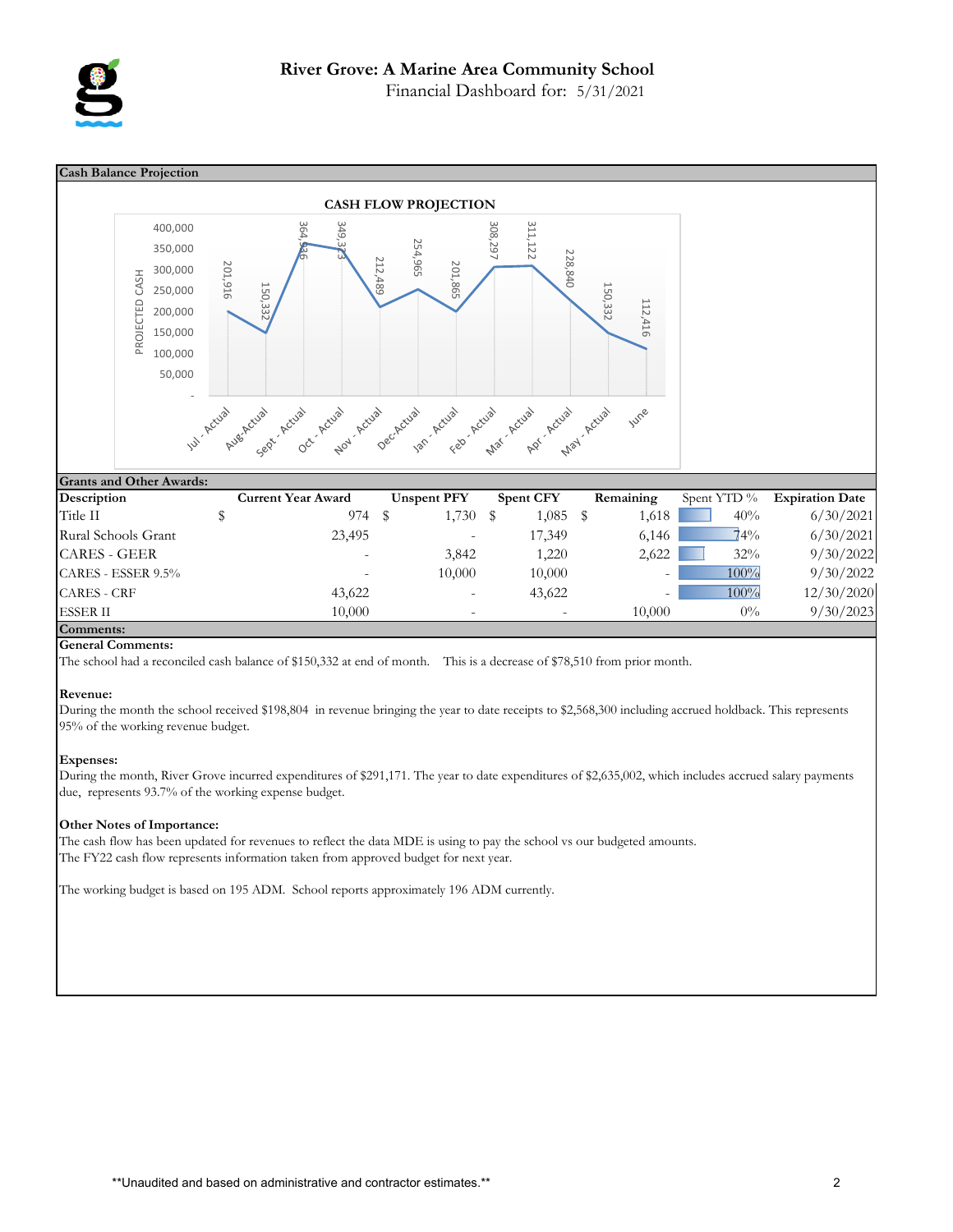# River Grove: A Marine Area Community School

Financial Dashboard for: 5/31/2021

## Cash Balance Projection

**CASH FLOW PROJECTION**

| Month | Projected Cash |
|---|---|
| Jul - Actual | 201,916 |
| Aug-Actual | 150,332 |
| Sept - Actual | 364,936 |
| Oct - Actual | 349,373 |
| Nov - Actual | 212,489 |
| Dec-Actual | 254,965 |
| Jan - Actual | 201,865 |
| Feb - Actual | 308,297 |
| Mar - Actual | 311,122 |
| Apr - Actual | 228,840 |
| May - Actual | 150,332 |
| June | 112,416 |

## Grants and Other Awards:

| Description | Current Year Award | Unspent PFY | Spent CFY | Remaining | Spent YTD % | Expiration Date |
|---|---|---|---|---|---|---|
| Title II | $ 974 | $ 1,730 | $ 1,085 | $ 1,618 | 40% | 6/30/2021 |
| Rural Schools Grant | 23,495 | - | 17,349 | 6,146 | 74% | 6/30/2021 |
| CARES - GEER | - | 3,842 | 1,220 | 2,622 | 32% | 9/30/2022 |
| CARES - ESSER 9.5% | - | 10,000 | 10,000 | - | 100% | 9/30/2022 |
| CARES - CRF | 43,622 | - | 43,622 | - | 100% | 12/30/2020 |
| ESSER II | 10,000 | - | - | 10,000 | 0% | 9/30/2023 |

## Comments:

**General Comments:**

The school had a reconciled cash balance of $150,332 at end of month. This is a decrease of $78,510 from prior month.

**Revenue:**

During the month the school received $198,804 in revenue bringing the year to date receipts to $2,568,300 including accrued holdback. This represents 95% of the working revenue budget.

**Expenses:**

During the month, River Grove incurred expenditures of $291,171. The year to date expenditures of $2,635,002, which includes accrued salary payments due, represents 93.7% of the working expense budget.

**Other Notes of Importance:**

The cash flow has been updated for revenues to reflect the data MDE is using to pay the school vs our budgeted amounts.
The FY22 cash flow represents information taken from approved budget for next year.

The working budget is based on 195 ADM. School reports approximately 196 ADM currently.

**Unaudited and based on administrative and contractor estimates.**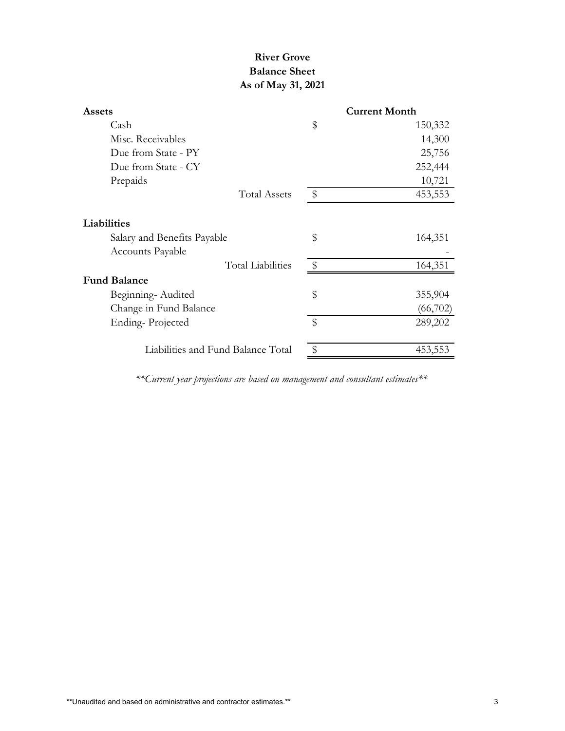# River Grove
## Balance Sheet
## As of May 31, 2021

| | | Current Month |
|---|---|---|
| **Assets** | | |
| Cash | $ | 150,332 |
| Misc. Receivables | | 14,300 |
| Due from State - PY | | 25,756 |
| Due from State - CY | | 252,444 |
| Prepaids | | 10,721 |
| Total Assets | $ | 453,553 |
| | | |
| **Liabilities** | | |
| Salary and Benefits Payable | $ | 164,351 |
| Accounts Payable | | - |
| Total Liabilities | $ | 164,351 |
| **Fund Balance** | | |
| Beginning- Audited | $ | 355,904 |
| Change in Fund Balance | | (66,702) |
| Ending- Projected | $ | 289,202 |
| | | |
| Liabilities and Fund Balance Total | $ | 453,553 |

*\*\*Current year projections are based on management and consultant estimates\*\**

**Unaudited and based on administrative and contractor estimates.**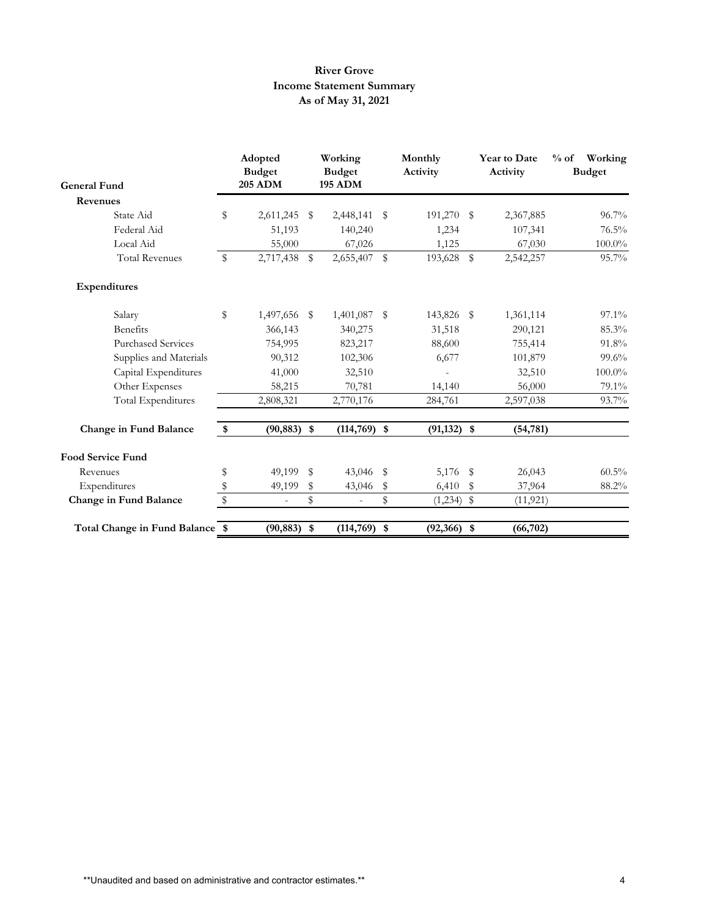# River Grove
## Income Statement Summary
### As of May 31, 2021

| General Fund | Adopted Budget 205 ADM | Working Budget 195 ADM | Monthly Activity | Year to Date Activity | % of Working Budget |
|---|---|---|---|---|---|
| **Revenues** | | | | | |
| State Aid | $ 2,611,245 | $ 2,448,141 | $ 191,270 | $ 2,367,885 | 96.7% |
| Federal Aid | 51,193 | 140,240 | 1,234 | 107,341 | 76.5% |
| Local Aid | 55,000 | 67,026 | 1,125 | 67,030 | 100.0% |
| Total Revenues | $ 2,717,438 | $ 2,655,407 | $ 193,628 | $ 2,542,257 | 95.7% |
| **Expenditures** | | | | | |
| Salary | $ 1,497,656 | $ 1,401,087 | $ 143,826 | $ 1,361,114 | 97.1% |
| Benefits | 366,143 | 340,275 | 31,518 | 290,121 | 85.3% |
| Purchased Services | 754,995 | 823,217 | 88,600 | 755,414 | 91.8% |
| Supplies and Materials | 90,312 | 102,306 | 6,677 | 101,879 | 99.6% |
| Capital Expenditures | 41,000 | 32,510 | - | 32,510 | 100.0% |
| Other Expenses | 58,215 | 70,781 | 14,140 | 56,000 | 79.1% |
| Total Expenditures | 2,808,321 | 2,770,176 | 284,761 | 2,597,038 | 93.7% |
| **Change in Fund Balance** | **$ (90,883)** | **$ (114,769)** | **$ (91,132)** | **$ (54,781)** | |
| **Food Service Fund** | | | | | |
| Revenues | $ 49,199 | $ 43,046 | $ 5,176 | $ 26,043 | 60.5% |
| Expenditures | $ 49,199 | $ 43,046 | $ 6,410 | $ 37,964 | 88.2% |
| **Change in Fund Balance** | $ - | $ - | $ (1,234) | $ (11,921) | |
| **Total Change in Fund Balance** | **$ (90,883)** | **$ (114,769)** | **$ (92,366)** | **$ (66,702)** | |

**Unaudited and based on administrative and contractor estimates.**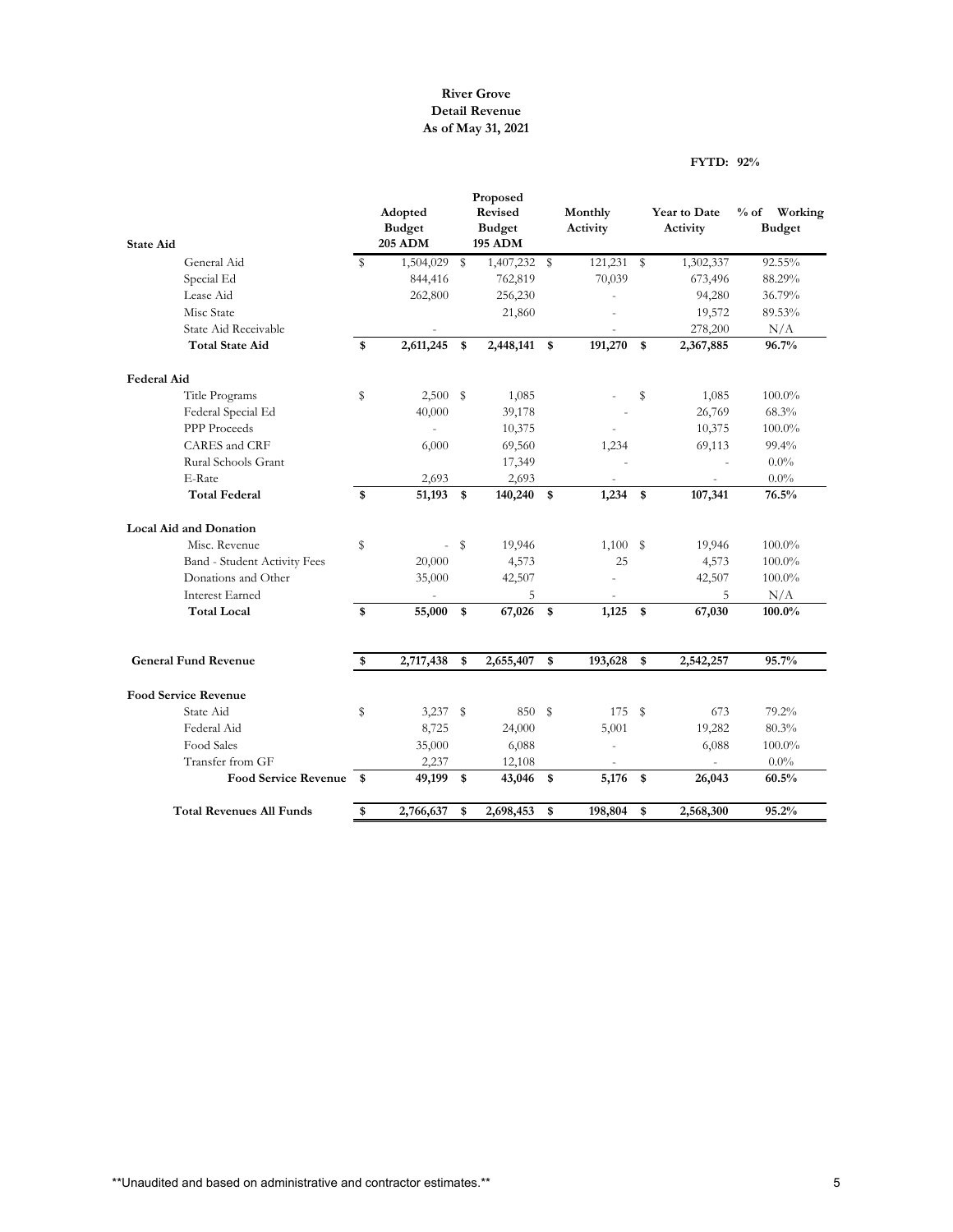**River Grove**
**Detail Revenue**
**As of May 31, 2021**

**FYTD: 92%**

| State Aid | Adopted Budget 205 ADM | Proposed Revised Budget 195 ADM | Monthly Activity | Year to Date Activity | % of Working Budget |
|---|---|---|---|---|---|
| General Aid | $ 1,504,029 | $ 1,407,232 | $ 121,231 | $ 1,302,337 | 92.55% |
| Special Ed | 844,416 | 762,819 | 70,039 | 673,496 | 88.29% |
| Lease Aid | 262,800 | 256,230 | - | 94,280 | 36.79% |
| Misc State | | 21,860 | - | 19,572 | 89.53% |
| State Aid Receivable | - | | - | 278,200 | N/A |
| **Total State Aid** | **$ 2,611,245** | **$ 2,448,141** | **$ 191,270** | **$ 2,367,885** | **96.7%** |
| **Federal Aid** | | | | | |
| Title Programs | $ 2,500 | $ 1,085 | - | $ 1,085 | 100.0% |
| Federal Special Ed | 40,000 | 39,178 | - | 26,769 | 68.3% |
| PPP Proceeds | - | 10,375 | - | 10,375 | 100.0% |
| CARES and CRF | 6,000 | 69,560 | 1,234 | 69,113 | 99.4% |
| Rural Schools Grant | | 17,349 | - | - | 0.0% |
| E-Rate | 2,693 | 2,693 | - | - | 0.0% |
| **Total Federal** | **$ 51,193** | **$ 140,240** | **$ 1,234** | **$ 107,341** | **76.5%** |
| **Local Aid and Donation** | | | | | |
| Misc. Revenue | $ - | $ 19,946 | 1,100 | $ 19,946 | 100.0% |
| Band - Student Activity Fees | 20,000 | 4,573 | 25 | 4,573 | 100.0% |
| Donations and Other | 35,000 | 42,507 | - | 42,507 | 100.0% |
| Interest Earned | - | 5 | - | 5 | N/A |
| **Total Local** | **$ 55,000** | **$ 67,026** | **$ 1,125** | **$ 67,030** | **100.0%** |
| **General Fund Revenue** | **$ 2,717,438** | **$ 2,655,407** | **$ 193,628** | **$ 2,542,257** | **95.7%** |
| **Food Service Revenue** | | | | | |
| State Aid | $ 3,237 | $ 850 | $ 175 | $ 673 | 79.2% |
| Federal Aid | 8,725 | 24,000 | 5,001 | 19,282 | 80.3% |
| Food Sales | 35,000 | 6,088 | - | 6,088 | 100.0% |
| Transfer from GF | 2,237 | 12,108 | - | - | 0.0% |
| **Food Service Revenue** | **$ 49,199** | **$ 43,046** | **$ 5,176** | **$ 26,043** | **60.5%** |
| **Total Revenues All Funds** | **$ 2,766,637** | **$ 2,698,453** | **$ 198,804** | **$ 2,568,300** | **95.2%** |

\*\*Unaudited and based on administrative and contractor estimates.\*\*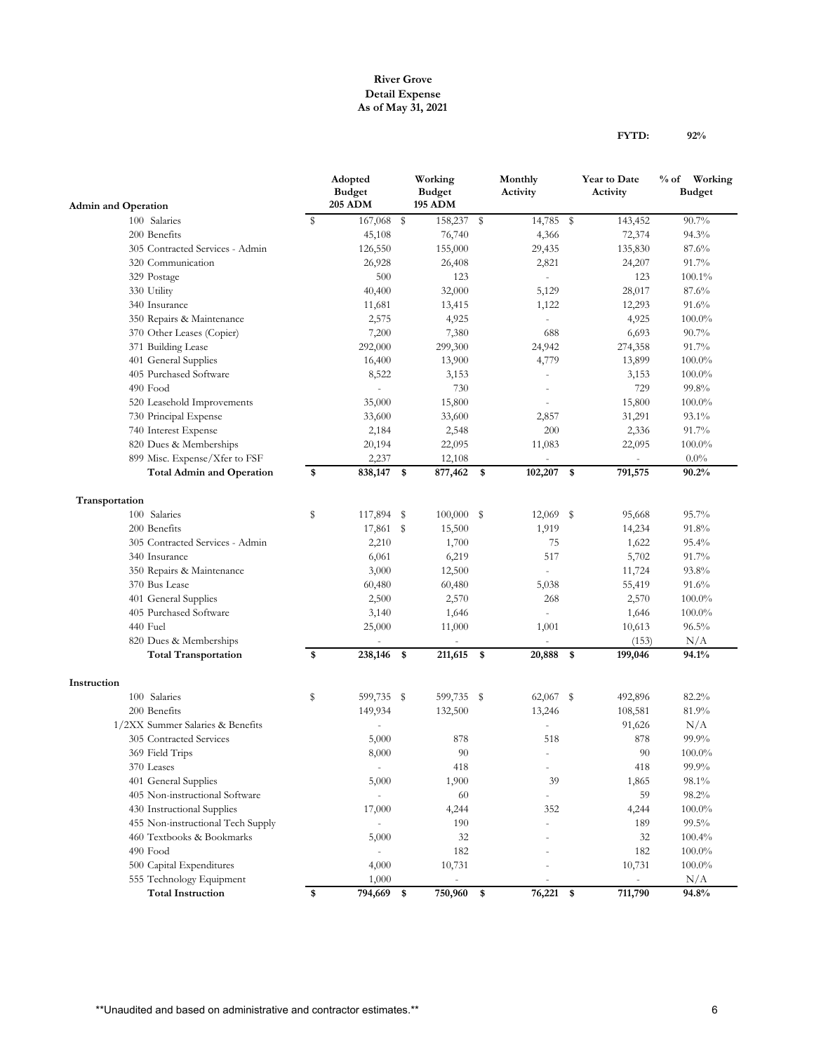**River Grove**
**Detail Expense**
**As of May 31, 2021**

**FYTD: 92%**

| Admin and Operation | Adopted Budget 205 ADM | Working Budget 195 ADM | Monthly Activity | Year to Date Activity | % of Working Budget |
|---|---|---|---|---|---|
| 100 Salaries | $ 167,068 | $ 158,237 | $ 14,785 | $ 143,452 | 90.7% |
| 200 Benefits | 45,108 | 76,740 | 4,366 | 72,374 | 94.3% |
| 305 Contracted Services - Admin | 126,550 | 155,000 | 29,435 | 135,830 | 87.6% |
| 320 Communication | 26,928 | 26,408 | 2,821 | 24,207 | 91.7% |
| 329 Postage | 500 | 123 | - | 123 | 100.1% |
| 330 Utility | 40,400 | 32,000 | 5,129 | 28,017 | 87.6% |
| 340 Insurance | 11,681 | 13,415 | 1,122 | 12,293 | 91.6% |
| 350 Repairs & Maintenance | 2,575 | 4,925 | - | 4,925 | 100.0% |
| 370 Other Leases (Copier) | 7,200 | 7,380 | 688 | 6,693 | 90.7% |
| 371 Building Lease | 292,000 | 299,300 | 24,942 | 274,358 | 91.7% |
| 401 General Supplies | 16,400 | 13,900 | 4,779 | 13,899 | 100.0% |
| 405 Purchased Software | 8,522 | 3,153 | - | 3,153 | 100.0% |
| 490 Food | - | 730 | - | 729 | 99.8% |
| 520 Leasehold Improvements | 35,000 | 15,800 | - | 15,800 | 100.0% |
| 730 Principal Expense | 33,600 | 33,600 | 2,857 | 31,291 | 93.1% |
| 740 Interest Expense | 2,184 | 2,548 | 200 | 2,336 | 91.7% |
| 820 Dues & Memberships | 20,194 | 22,095 | 11,083 | 22,095 | 100.0% |
| 899 Misc. Expense/Xfer to FSF | 2,237 | 12,108 | - | - | 0.0% |
| **Total Admin and Operation** | **$ 838,147** | **$ 877,462** | **$ 102,207** | **$ 791,575** | **90.2%** |

| Transportation | Adopted Budget 205 ADM | Working Budget 195 ADM | Monthly Activity | Year to Date Activity | % of Working Budget |
|---|---|---|---|---|---|
| 100 Salaries | $ 117,894 | $ 100,000 | $ 12,069 | $ 95,668 | 95.7% |
| 200 Benefits | 17,861 | $ 15,500 | 1,919 | 14,234 | 91.8% |
| 305 Contracted Services - Admin | 2,210 | 1,700 | 75 | 1,622 | 95.4% |
| 340 Insurance | 6,061 | 6,219 | 517 | 5,702 | 91.7% |
| 350 Repairs & Maintenance | 3,000 | 12,500 | - | 11,724 | 93.8% |
| 370 Bus Lease | 60,480 | 60,480 | 5,038 | 55,419 | 91.6% |
| 401 General Supplies | 2,500 | 2,570 | 268 | 2,570 | 100.0% |
| 405 Purchased Software | 3,140 | 1,646 | - | 1,646 | 100.0% |
| 440 Fuel | 25,000 | 11,000 | 1,001 | 10,613 | 96.5% |
| 820 Dues & Memberships | - | - | - | (153) | N/A |
| **Total Transportation** | **$ 238,146** | **$ 211,615** | **$ 20,888** | **$ 199,046** | **94.1%** |

| Instruction | Adopted Budget 205 ADM | Working Budget 195 ADM | Monthly Activity | Year to Date Activity | % of Working Budget |
|---|---|---|---|---|---|
| 100 Salaries | $ 599,735 | $ 599,735 | $ 62,067 | $ 492,896 | 82.2% |
| 200 Benefits | 149,934 | 132,500 | 13,246 | 108,581 | 81.9% |
| 1/2XX Summer Salaries & Benefits | - | | - | 91,626 | N/A |
| 305 Contracted Services | 5,000 | 878 | 518 | 878 | 99.9% |
| 369 Field Trips | 8,000 | 90 | - | 90 | 100.0% |
| 370 Leases | - | 418 | - | 418 | 99.9% |
| 401 General Supplies | 5,000 | 1,900 | 39 | 1,865 | 98.1% |
| 405 Non-instructional Software | - | 60 | - | 59 | 98.2% |
| 430 Instructional Supplies | 17,000 | 4,244 | 352 | 4,244 | 100.0% |
| 455 Non-instructional Tech Supply | - | 190 | - | 189 | 99.5% |
| 460 Textbooks & Bookmarks | 5,000 | 32 | - | 32 | 100.4% |
| 490 Food | - | 182 | - | 182 | 100.0% |
| 500 Capital Expenditures | 4,000 | 10,731 | - | 10,731 | 100.0% |
| 555 Technology Equipment | 1,000 | - | - | - | N/A |
| **Total Instruction** | **$ 794,669** | **$ 750,960** | **$ 76,221** | **$ 711,790** | **94.8%** |

**Unaudited and based on administrative and contractor estimates.**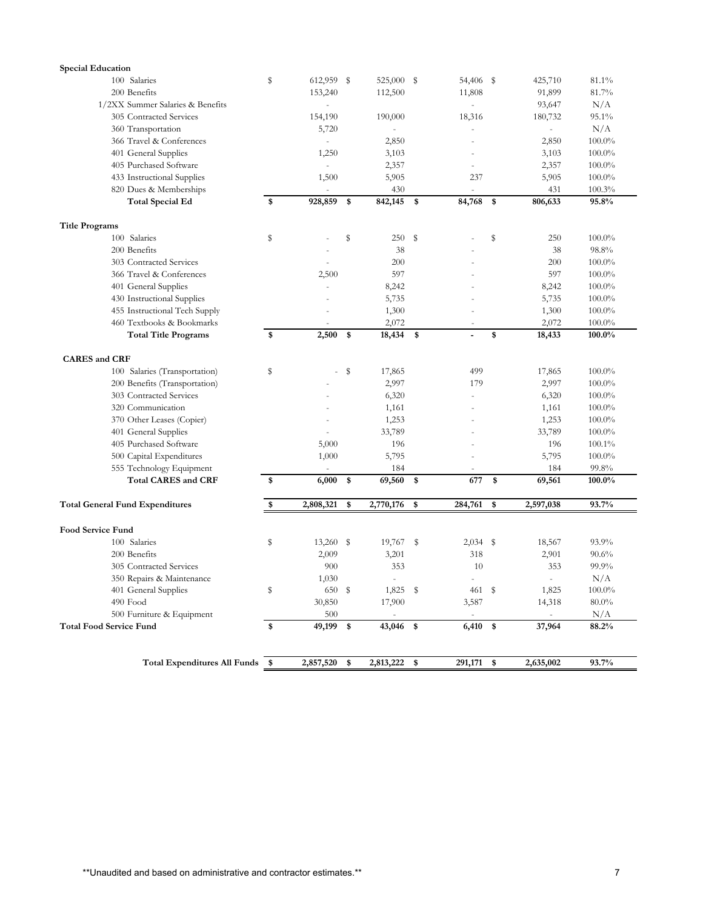| | | | | | |
|---|---|---|---|---|---|
| **Special Education** | | | | | |
| 100 Salaries | $ 612,959 | $ 525,000 | $ 54,406 | $ 425,710 | 81.1% |
| 200 Benefits | 153,240 | 112,500 | 11,808 | 91,899 | 81.7% |
| 1/2XX Summer Salaries & Benefits | - | | - | 93,647 | N/A |
| 305 Contracted Services | 154,190 | 190,000 | 18,316 | 180,732 | 95.1% |
| 360 Transportation | 5,720 | - | - | - | N/A |
| 366 Travel & Conferences | - | 2,850 | - | 2,850 | 100.0% |
| 401 General Supplies | 1,250 | 3,103 | - | 3,103 | 100.0% |
| 405 Purchased Software | - | 2,357 | - | 2,357 | 100.0% |
| 433 Instructional Supplies | 1,500 | 5,905 | 237 | 5,905 | 100.0% |
| 820 Dues & Memberships | - | 430 | - | 431 | 100.3% |
| **Total Special Ed** | **$ 928,859** | **$ 842,145** | **$ 84,768** | **$ 806,633** | **95.8%** |
| **Title Programs** | | | | | |
| 100 Salaries | $ - | $ 250 | $ - | $ 250 | 100.0% |
| 200 Benefits | - | 38 | - | 38 | 98.8% |
| 303 Contracted Services | - | 200 | - | 200 | 100.0% |
| 366 Travel & Conferences | 2,500 | 597 | - | 597 | 100.0% |
| 401 General Supplies | - | 8,242 | - | 8,242 | 100.0% |
| 430 Instructional Supplies | - | 5,735 | - | 5,735 | 100.0% |
| 455 Instructional Tech Supply | - | 1,300 | - | 1,300 | 100.0% |
| 460 Textbooks & Bookmarks | - | 2,072 | - | 2,072 | 100.0% |
| **Total Title Programs** | **$ 2,500** | **$ 18,434** | **$ -** | **$ 18,433** | **100.0%** |
| **CARES and CRF** | | | | | |
| 100 Salaries (Transportation) | $ - | $ 17,865 | 499 | 17,865 | 100.0% |
| 200 Benefits (Transportation) | - | 2,997 | 179 | 2,997 | 100.0% |
| 303 Contracted Services | - | 6,320 | - | 6,320 | 100.0% |
| 320 Communication | - | 1,161 | - | 1,161 | 100.0% |
| 370 Other Leases (Copier) | - | 1,253 | - | 1,253 | 100.0% |
| 401 General Supplies | - | 33,789 | - | 33,789 | 100.0% |
| 405 Purchased Software | 5,000 | 196 | - | 196 | 100.1% |
| 500 Capital Expenditures | 1,000 | 5,795 | - | 5,795 | 100.0% |
| 555 Technology Equipment | - | 184 | - | 184 | 99.8% |
| **Total CARES and CRF** | **$ 6,000** | **$ 69,560** | **$ 677** | **$ 69,561** | **100.0%** |
| **Total General Fund Expenditures** | **$ 2,808,321** | **$ 2,770,176** | **$ 284,761** | **$ 2,597,038** | **93.7%** |
| **Food Service Fund** | | | | | |
| 100 Salaries | $ 13,260 | $ 19,767 | $ 2,034 | $ 18,567 | 93.9% |
| 200 Benefits | 2,009 | 3,201 | 318 | 2,901 | 90.6% |
| 305 Contracted Services | 900 | 353 | 10 | 353 | 99.9% |
| 350 Repairs & Maintenance | 1,030 | - | - | - | N/A |
| 401 General Supplies | $ 650 | $ 1,825 | $ 461 | $ 1,825 | 100.0% |
| 490 Food | 30,850 | 17,900 | 3,587 | 14,318 | 80.0% |
| 500 Furniture & Equipment | 500 | - | - | - | N/A |
| **Total Food Service Fund** | **$ 49,199** | **$ 43,046** | **$ 6,410** | **$ 37,964** | **88.2%** |
| **Total Expenditures All Funds** | **$ 2,857,520** | **$ 2,813,222** | **$ 291,171** | **$ 2,635,002** | **93.7%** |

**Unaudited and based on administrative and contractor estimates.**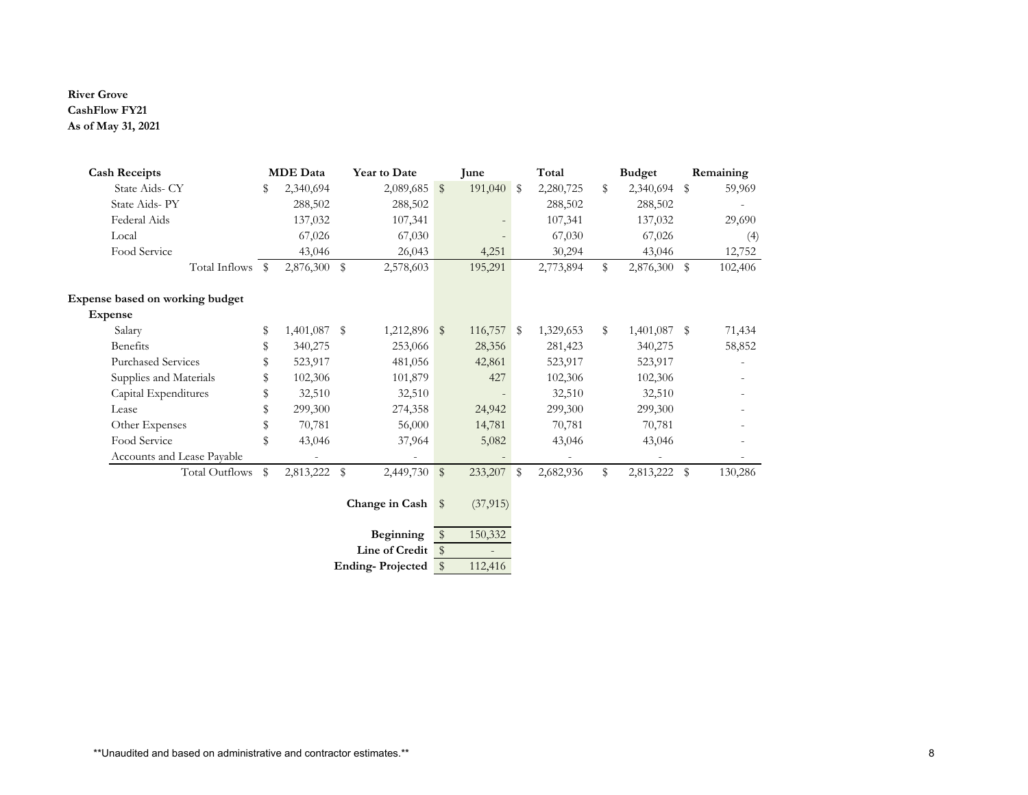**River Grove**
**CashFlow FY21**
**As of May 31, 2021**

| Cash Receipts | MDE Data | Year to Date | June | Total | Budget | Remaining |
|---|---|---|---|---|---|---|
| State Aids- CY | $ 2,340,694 | 2,089,685 | $ 191,040 | $ 2,280,725 | $ 2,340,694 | $ 59,969 |
| State Aids- PY | 288,502 | 288,502 | | 288,502 | 288,502 | - |
| Federal Aids | 137,032 | 107,341 | - | 107,341 | 137,032 | 29,690 |
| Local | 67,026 | 67,030 | - | 67,030 | 67,026 | (4) |
| Food Service | 43,046 | 26,043 | 4,251 | 30,294 | 43,046 | 12,752 |
| Total Inflows | $ 2,876,300 | $ 2,578,603 | 195,291 | 2,773,894 | $ 2,876,300 | $ 102,406 |
| **Expense based on working budget** | | | | | | |
| **Expense** | | | | | | |
| Salary | $ 1,401,087 | $ 1,212,896 | $ 116,757 | $ 1,329,653 | $ 1,401,087 | $ 71,434 |
| Benefits | $ 340,275 | 253,066 | 28,356 | 281,423 | 340,275 | 58,852 |
| Purchased Services | $ 523,917 | 481,056 | 42,861 | 523,917 | 523,917 | - |
| Supplies and Materials | $ 102,306 | 101,879 | 427 | 102,306 | 102,306 | - |
| Capital Expenditures | $ 32,510 | 32,510 | - | 32,510 | 32,510 | - |
| Lease | $ 299,300 | 274,358 | 24,942 | 299,300 | 299,300 | - |
| Other Expenses | $ 70,781 | 56,000 | 14,781 | 70,781 | 70,781 | - |
| Food Service | $ 43,046 | 37,964 | 5,082 | 43,046 | 43,046 | - |
| Accounts and Lease Payable | - | - | - | - | - | - |
| Total Outflows | $ 2,813,222 | $ 2,449,730 | $ 233,207 | $ 2,682,936 | $ 2,813,222 | $ 130,286 |
| | | **Change in Cash** | $ (37,915) | | | |
| | | **Beginning** | $ 150,332 | | | |
| | | **Line of Credit** | $ - | | | |
| | | **Ending- Projected** | $ 112,416 | | | |

**Unaudited and based on administrative and contractor estimates.**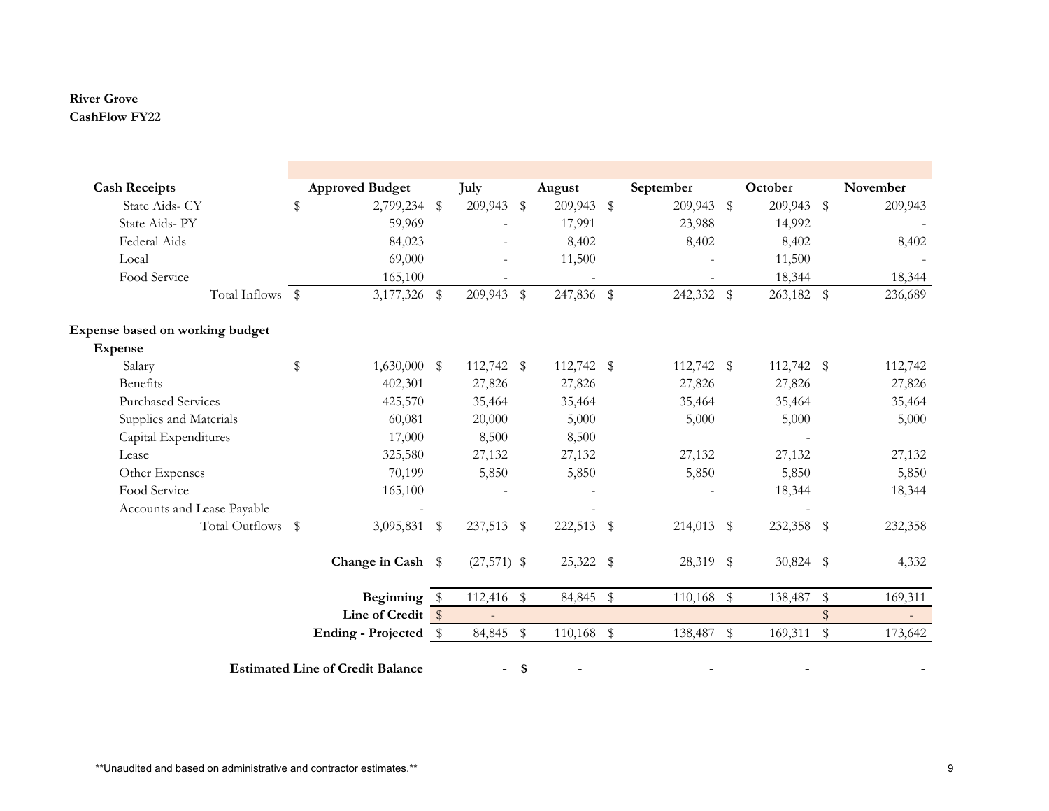**River Grove**
**CashFlow FY22**

| **Cash Receipts** | **Approved Budget** | **July** | **August** | **September** | **October** | **November** |
|---|---|---|---|---|---|---|
| State Aids- CY | $ 2,799,234 | $ 209,943 | $ 209,943 | $ 209,943 | $ 209,943 | $ 209,943 |
| State Aids- PY | 59,969 | - | 17,991 | 23,988 | 14,992 | - |
| Federal Aids | 84,023 | - | 8,402 | 8,402 | 8,402 | 8,402 |
| Local | 69,000 | - | 11,500 | - | 11,500 | - |
| Food Service | 165,100 | - | - | - | 18,344 | 18,344 |
| Total Inflows | $ 3,177,326 | $ 209,943 | $ 247,836 | $ 242,332 | $ 263,182 | $ 236,689 |
| **Expense based on working budget** | | | | | | |
| **Expense** | | | | | | |
| Salary | $ 1,630,000 | $ 112,742 | $ 112,742 | $ 112,742 | $ 112,742 | $ 112,742 |
| Benefits | 402,301 | 27,826 | 27,826 | 27,826 | 27,826 | 27,826 |
| Purchased Services | 425,570 | 35,464 | 35,464 | 35,464 | 35,464 | 35,464 |
| Supplies and Materials | 60,081 | 20,000 | 5,000 | 5,000 | 5,000 | 5,000 |
| Capital Expenditures | 17,000 | 8,500 | 8,500 | | - | |
| Lease | 325,580 | 27,132 | 27,132 | 27,132 | 27,132 | 27,132 |
| Other Expenses | 70,199 | 5,850 | 5,850 | 5,850 | 5,850 | 5,850 |
| Food Service | 165,100 | - | - | - | 18,344 | 18,344 |
| Accounts and Lease Payable | - | | - | | - | |
| Total Outflows | $ 3,095,831 | $ 237,513 | $ 222,513 | $ 214,013 | $ 232,358 | $ 232,358 |
| | **Change in Cash** | $ (27,571) | $ 25,322 | $ 28,319 | $ 30,824 | $ 4,332 |
| | **Beginning** | $ 112,416 | $ 84,845 | $ 110,168 | $ 138,487 | $ 169,311 |
| | **Line of Credit** | $ - | | | | $ - |
| | **Ending - Projected** | $ 84,845 | $ 110,168 | $ 138,487 | $ 169,311 | $ 173,642 |
| | **Estimated Line of Credit Balance** | **-** | **$ -** | **-** | **-** | **-** |

**Unaudited and based on administrative and contractor estimates.**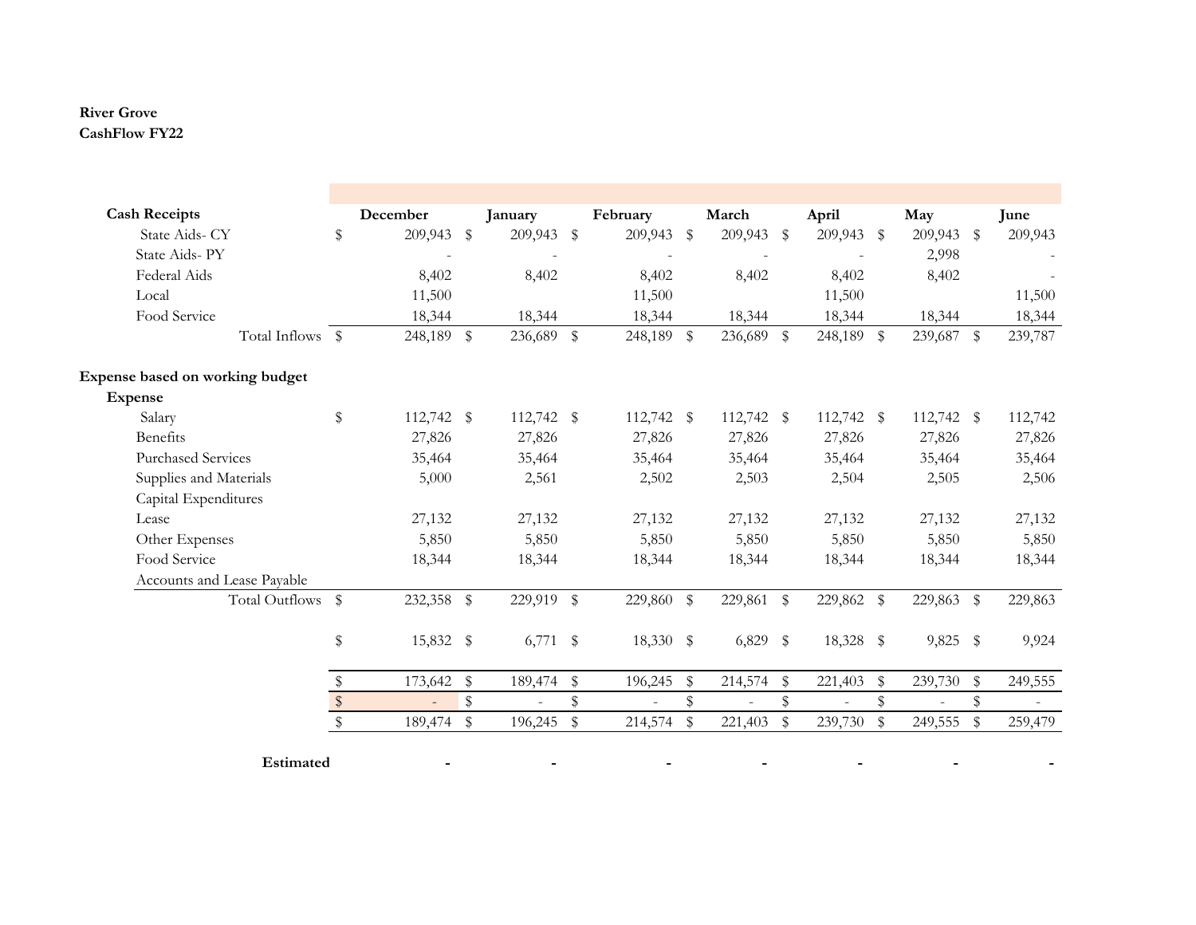**River Grove**
**CashFlow FY22**

| | December | January | February | March | April | May | June |
|---|---|---|---|---|---|---|---|
| **Cash Receipts** | | | | | | | |
| State Aids- CY | $ 209,943 | $ 209,943 | $ 209,943 | $ 209,943 | $ 209,943 | $ 209,943 | $ 209,943 |
| State Aids- PY | - | - | - | - | - | 2,998 | - |
| Federal Aids | 8,402 | 8,402 | 8,402 | 8,402 | 8,402 | 8,402 | - |
| Local | 11,500 | | 11,500 | | 11,500 | | 11,500 |
| Food Service | 18,344 | 18,344 | 18,344 | 18,344 | 18,344 | 18,344 | 18,344 |
| Total Inflows | $ 248,189 | $ 236,689 | $ 248,189 | $ 236,689 | $ 248,189 | $ 239,687 | $ 239,787 |
| **Expense based on working budget** | | | | | | | |
| **Expense** | | | | | | | |
| Salary | $ 112,742 | $ 112,742 | $ 112,742 | $ 112,742 | $ 112,742 | $ 112,742 | $ 112,742 |
| Benefits | 27,826 | 27,826 | 27,826 | 27,826 | 27,826 | 27,826 | 27,826 |
| Purchased Services | 35,464 | 35,464 | 35,464 | 35,464 | 35,464 | 35,464 | 35,464 |
| Supplies and Materials | 5,000 | 2,561 | 2,502 | 2,503 | 2,504 | 2,505 | 2,506 |
| Capital Expenditures | | | | | | | |
| Lease | 27,132 | 27,132 | 27,132 | 27,132 | 27,132 | 27,132 | 27,132 |
| Other Expenses | 5,850 | 5,850 | 5,850 | 5,850 | 5,850 | 5,850 | 5,850 |
| Food Service | 18,344 | 18,344 | 18,344 | 18,344 | 18,344 | 18,344 | 18,344 |
| Accounts and Lease Payable | | | | | | | |
| Total Outflows | $ 232,358 | $ 229,919 | $ 229,860 | $ 229,861 | $ 229,862 | $ 229,863 | $ 229,863 |
| | $ 15,832 | $ 6,771 | $ 18,330 | $ 6,829 | $ 18,328 | $ 9,825 | $ 9,924 |
| | $ 173,642 | $ 189,474 | $ 196,245 | $ 214,574 | $ 221,403 | $ 239,730 | $ 249,555 |
| | $ - | $ - | $ - | $ - | $ - | $ - | $ - |
| | $ 189,474 | $ 196,245 | $ 214,574 | $ 221,403 | $ 239,730 | $ 249,555 | $ 259,479 |
| **Estimated** | - | - | - | - | - | - | - |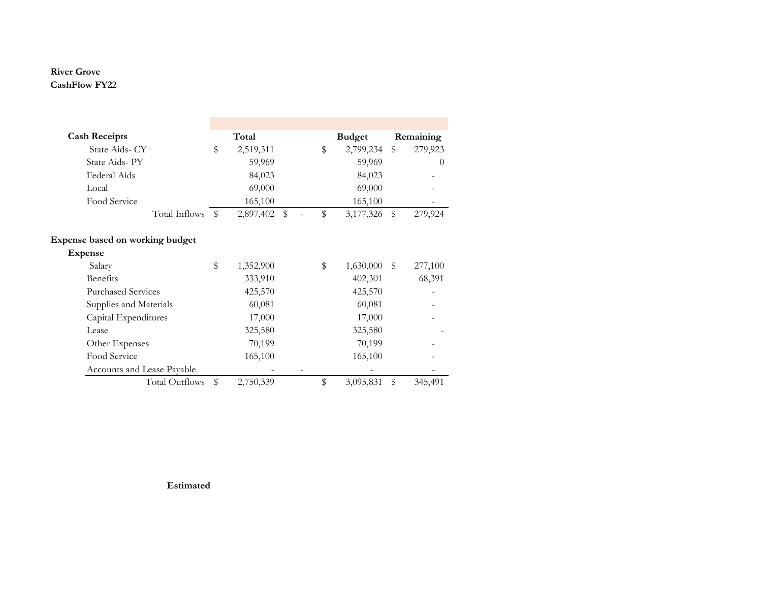**River Grove**
**CashFlow FY22**

| | Total | | Budget | Remaining |
|---|---|---|---|---|
| **Cash Receipts** | | | | |
| State Aids- CY | $ 2,519,311 | | $ 2,799,234 | $ 279,923 |
| State Aids- PY | 59,969 | | 59,969 | 0 |
| Federal Aids | 84,023 | | 84,023 | - |
| Local | 69,000 | | 69,000 | - |
| Food Service | 165,100 | | 165,100 | - |
| Total Inflows | $ 2,897,402 | $ - | $ 3,177,326 | $ 279,924 |
| | | | | |
| **Expense based on working budget** | | | | |
| **Expense** | | | | |
| Salary | $ 1,352,900 | | $ 1,630,000 | $ 277,100 |
| Benefits | 333,910 | | 402,301 | 68,391 |
| Purchased Services | 425,570 | | 425,570 | - |
| Supplies and Materials | 60,081 | | 60,081 | - |
| Capital Expenditures | 17,000 | | 17,000 | - |
| Lease | 325,580 | | 325,580 | - |
| Other Expenses | 70,199 | | 70,199 | - |
| Food Service | 165,100 | | 165,100 | - |
| Accounts and Lease Payable | - | - | - | - |
| Total Outflows | $ 2,750,339 | | $ 3,095,831 | $ 345,491 |

**Estimated**